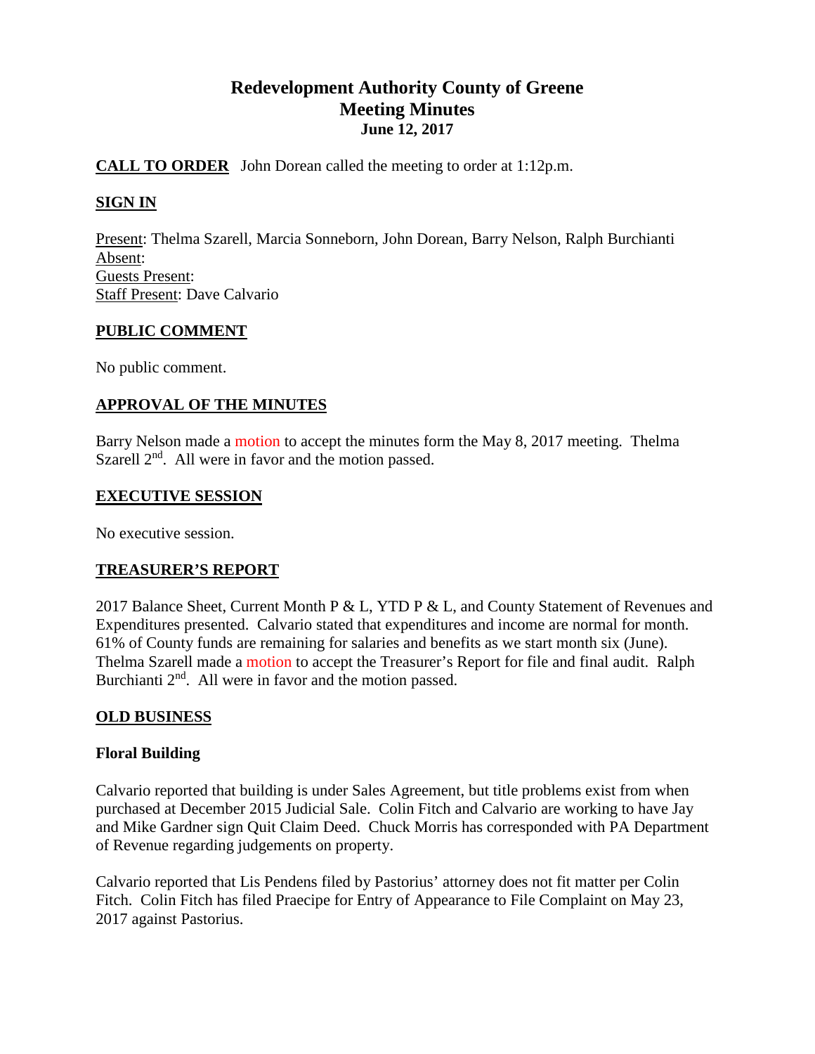# Redevelopment Authority County of Greene
## Meeting Minutes
### June 12, 2017

**CALL TO ORDER** John Dorean called the meeting to order at 1:12p.m.

**SIGN IN**

Present: Thelma Szarell, Marcia Sonneborn, John Dorean, Barry Nelson, Ralph Burchianti
Absent:
Guests Present:
Staff Present: Dave Calvario

**PUBLIC COMMENT**

No public comment.

**APPROVAL OF THE MINUTES**

Barry Nelson made a motion to accept the minutes form the May 8, 2017 meeting. Thelma Szarell 2nd. All were in favor and the motion passed.

**EXECUTIVE SESSION**

No executive session.

**TREASURER'S REPORT**

2017 Balance Sheet, Current Month P & L, YTD P & L, and County Statement of Revenues and Expenditures presented. Calvario stated that expenditures and income are normal for month. 61% of County funds are remaining for salaries and benefits as we start month six (June). Thelma Szarell made a motion to accept the Treasurer's Report for file and final audit. Ralph Burchianti 2nd. All were in favor and the motion passed.

**OLD BUSINESS**

**Floral Building**

Calvario reported that building is under Sales Agreement, but title problems exist from when purchased at December 2015 Judicial Sale. Colin Fitch and Calvario are working to have Jay and Mike Gardner sign Quit Claim Deed. Chuck Morris has corresponded with PA Department of Revenue regarding judgements on property.

Calvario reported that Lis Pendens filed by Pastorius' attorney does not fit matter per Colin Fitch. Colin Fitch has filed Praecipe for Entry of Appearance to File Complaint on May 23, 2017 against Pastorius.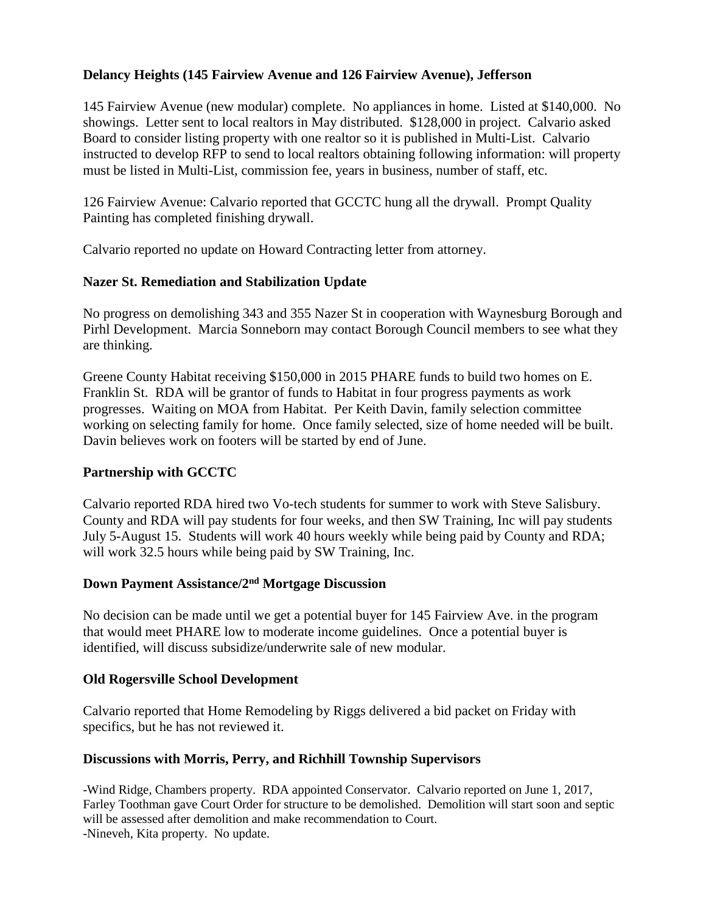**Delancy Heights (145 Fairview Avenue and 126 Fairview Avenue), Jefferson**

145 Fairview Avenue (new modular) complete. No appliances in home. Listed at $140,000. No showings. Letter sent to local realtors in May distributed. $128,000 in project. Calvario asked Board to consider listing property with one realtor so it is published in Multi-List. Calvario instructed to develop RFP to send to local realtors obtaining following information: will property must be listed in Multi-List, commission fee, years in business, number of staff, etc.

126 Fairview Avenue: Calvario reported that GCCTC hung all the drywall. Prompt Quality Painting has completed finishing drywall.

Calvario reported no update on Howard Contracting letter from attorney.

**Nazer St. Remediation and Stabilization Update**

No progress on demolishing 343 and 355 Nazer St in cooperation with Waynesburg Borough and Pirhl Development. Marcia Sonneborn may contact Borough Council members to see what they are thinking.

Greene County Habitat receiving $150,000 in 2015 PHARE funds to build two homes on E. Franklin St. RDA will be grantor of funds to Habitat in four progress payments as work progresses. Waiting on MOA from Habitat. Per Keith Davin, family selection committee working on selecting family for home. Once family selected, size of home needed will be built. Davin believes work on footers will be started by end of June.

**Partnership with GCCTC**

Calvario reported RDA hired two Vo-tech students for summer to work with Steve Salisbury. County and RDA will pay students for four weeks, and then SW Training, Inc will pay students July 5-August 15. Students will work 40 hours weekly while being paid by County and RDA; will work 32.5 hours while being paid by SW Training, Inc.

**Down Payment Assistance/2nd Mortgage Discussion**

No decision can be made until we get a potential buyer for 145 Fairview Ave. in the program that would meet PHARE low to moderate income guidelines. Once a potential buyer is identified, will discuss subsidize/underwrite sale of new modular.

**Old Rogersville School Development**

Calvario reported that Home Remodeling by Riggs delivered a bid packet on Friday with specifics, but he has not reviewed it.

**Discussions with Morris, Perry, and Richhill Township Supervisors**

-Wind Ridge, Chambers property. RDA appointed Conservator. Calvario reported on June 1, 2017, Farley Toothman gave Court Order for structure to be demolished. Demolition will start soon and septic will be assessed after demolition and make recommendation to Court.
-Nineveh, Kita property. No update.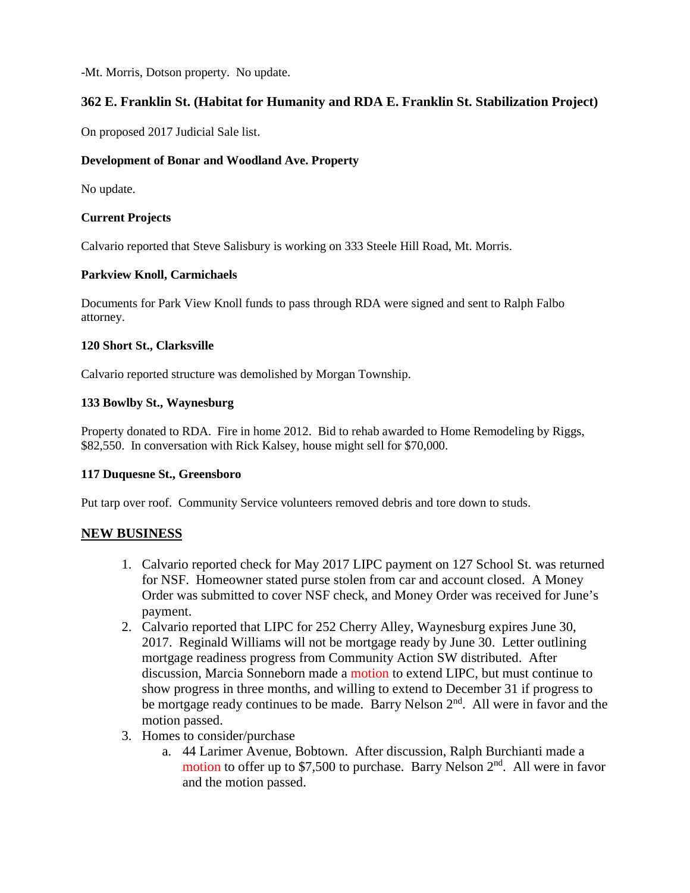-Mt. Morris, Dotson property. No update.

### 362 E. Franklin St. (Habitat for Humanity and RDA E. Franklin St. Stabilization Project)

On proposed 2017 Judicial Sale list.

**Development of Bonar and Woodland Ave. Property**

No update.

**Current Projects**

Calvario reported that Steve Salisbury is working on 333 Steele Hill Road, Mt. Morris.

**Parkview Knoll, Carmichaels**

Documents for Park View Knoll funds to pass through RDA were signed and sent to Ralph Falbo attorney.

**120 Short St., Clarksville**

Calvario reported structure was demolished by Morgan Township.

**133 Bowlby St., Waynesburg**

Property donated to RDA. Fire in home 2012. Bid to rehab awarded to Home Remodeling by Riggs, \$82,550. In conversation with Rick Kalsey, house might sell for \$70,000.

**117 Duquesne St., Greensboro**

Put tarp over roof. Community Service volunteers removed debris and tore down to studs.

## NEW BUSINESS

1. Calvario reported check for May 2017 LIPC payment on 127 School St. was returned for NSF. Homeowner stated purse stolen from car and account closed. A Money Order was submitted to cover NSF check, and Money Order was received for June's payment.
2. Calvario reported that LIPC for 252 Cherry Alley, Waynesburg expires June 30, 2017. Reginald Williams will not be mortgage ready by June 30. Letter outlining mortgage readiness progress from Community Action SW distributed. After discussion, Marcia Sonneborn made a motion to extend LIPC, but must continue to show progress in three months, and willing to extend to December 31 if progress to be mortgage ready continues to be made. Barry Nelson 2nd. All were in favor and the motion passed.
3. Homes to consider/purchase
    a. 44 Larimer Avenue, Bobtown. After discussion, Ralph Burchianti made a motion to offer up to \$7,500 to purchase. Barry Nelson 2nd. All were in favor and the motion passed.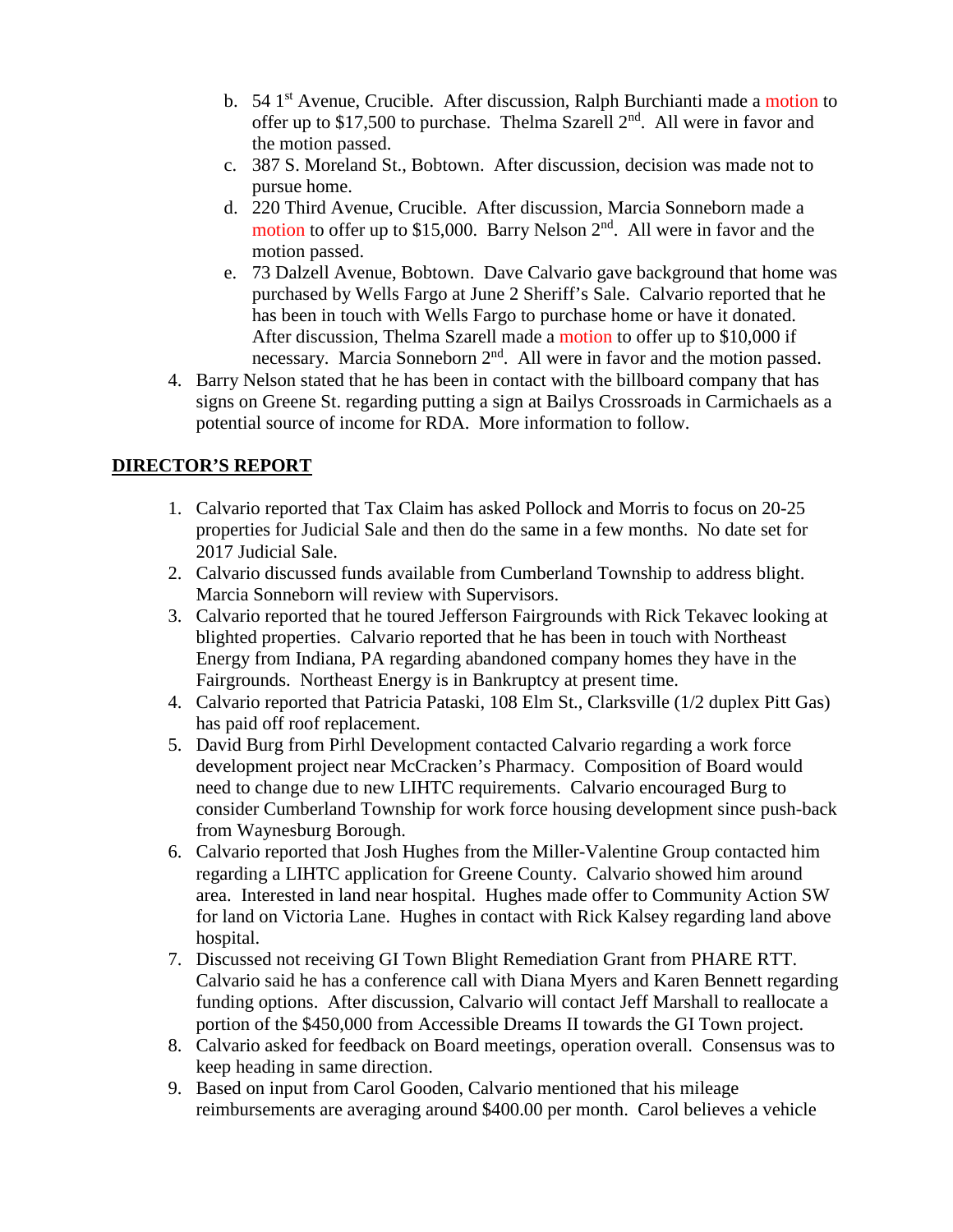b. 54 1st Avenue, Crucible. After discussion, Ralph Burchianti made a motion to offer up to $17,500 to purchase. Thelma Szarell 2nd. All were in favor and the motion passed.
   c. 387 S. Moreland St., Bobtown. After discussion, decision was made not to pursue home.
   d. 220 Third Avenue, Crucible. After discussion, Marcia Sonneborn made a motion to offer up to $15,000. Barry Nelson 2nd. All were in favor and the motion passed.
   e. 73 Dalzell Avenue, Bobtown. Dave Calvario gave background that home was purchased by Wells Fargo at June 2 Sheriff's Sale. Calvario reported that he has been in touch with Wells Fargo to purchase home or have it donated. After discussion, Thelma Szarell made a motion to offer up to $10,000 if necessary. Marcia Sonneborn 2nd. All were in favor and the motion passed.

4. Barry Nelson stated that he has been in contact with the billboard company that has signs on Greene St. regarding putting a sign at Bailys Crossroads in Carmichaels as a potential source of income for RDA. More information to follow.

## DIRECTOR'S REPORT

1. Calvario reported that Tax Claim has asked Pollock and Morris to focus on 20-25 properties for Judicial Sale and then do the same in a few months. No date set for 2017 Judicial Sale.
2. Calvario discussed funds available from Cumberland Township to address blight. Marcia Sonneborn will review with Supervisors.
3. Calvario reported that he toured Jefferson Fairgrounds with Rick Tekavec looking at blighted properties. Calvario reported that he has been in touch with Northeast Energy from Indiana, PA regarding abandoned company homes they have in the Fairgrounds. Northeast Energy is in Bankruptcy at present time.
4. Calvario reported that Patricia Pataski, 108 Elm St., Clarksville (1/2 duplex Pitt Gas) has paid off roof replacement.
5. David Burg from Pirhl Development contacted Calvario regarding a work force development project near McCracken's Pharmacy. Composition of Board would need to change due to new LIHTC requirements. Calvario encouraged Burg to consider Cumberland Township for work force housing development since push-back from Waynesburg Borough.
6. Calvario reported that Josh Hughes from the Miller-Valentine Group contacted him regarding a LIHTC application for Greene County. Calvario showed him around area. Interested in land near hospital. Hughes made offer to Community Action SW for land on Victoria Lane. Hughes in contact with Rick Kalsey regarding land above hospital.
7. Discussed not receiving GI Town Blight Remediation Grant from PHARE RTT. Calvario said he has a conference call with Diana Myers and Karen Bennett regarding funding options. After discussion, Calvario will contact Jeff Marshall to reallocate a portion of the $450,000 from Accessible Dreams II towards the GI Town project.
8. Calvario asked for feedback on Board meetings, operation overall. Consensus was to keep heading in same direction.
9. Based on input from Carol Gooden, Calvario mentioned that his mileage reimbursements are averaging around $400.00 per month. Carol believes a vehicle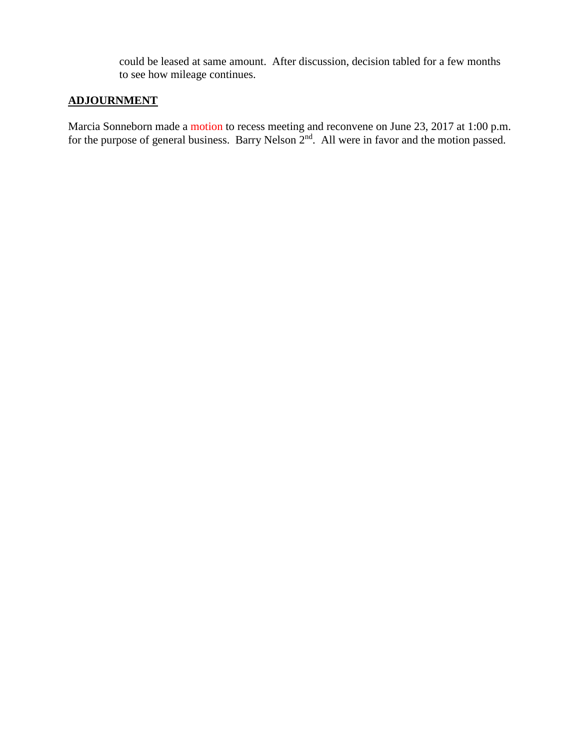could be leased at same amount. After discussion, decision tabled for a few months to see how mileage continues.

**ADJOURNMENT**

Marcia Sonneborn made a motion to recess meeting and reconvene on June 23, 2017 at 1:00 p.m. for the purpose of general business. Barry Nelson 2nd. All were in favor and the motion passed.